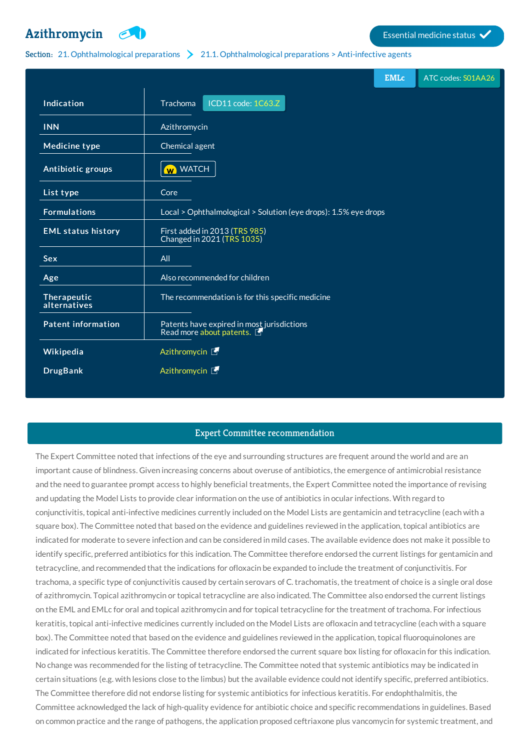# Azithromycin

Essential medicine status ✓

Section: 21. Ophthalmological preparations > 21.1. Ophthalmological preparations > Anti-infective agents

EMLc | ATC codes: S01AA26

| | |
|---|---|
| Indication | Trachoma ICD11 code: 1C63.Z |
| INN | Azithromycin |
| Medicine type | Chemical agent |
| Antibiotic groups | W WATCH |
| List type | Core |
| Formulations | Local > Ophthalmological > Solution (eye drops): 1.5% eye drops |
| EML status history | First added in 2013 (TRS 985)<br>Changed in 2021 (TRS 1035) |
| Sex | All |
| Age | Also recommended for children |
| Therapeutic alternatives | The recommendation is for this specific medicine |
| Patent information | Patents have expired in most jurisdictions<br>Read more about patents. |
| Wikipedia | Azithromycin |
| DrugBank | Azithromycin |

## Expert Committee recommendation

The Expert Committee noted that infections of the eye and surrounding structures are frequent around the world and are an important cause of blindness. Given increasing concerns about overuse of antibiotics, the emergence of antimicrobial resistance and the need to guarantee prompt access to highly beneficial treatments, the Expert Committee noted the importance of revising and updating the Model Lists to provide clear information on the use of antibiotics in ocular infections. With regard to conjunctivitis, topical anti-infective medicines currently included on the Model Lists are gentamicin and tetracycline (each with a square box). The Committee noted that based on the evidence and guidelines reviewed in the application, topical antibiotics are indicated for moderate to severe infection and can be considered in mild cases. The available evidence does not make it possible to identify specific, preferred antibiotics for this indication. The Committee therefore endorsed the current listings for gentamicin and tetracycline, and recommended that the indications for ofloxacin be expanded to include the treatment of conjunctivitis. For trachoma, a specific type of conjunctivitis caused by certain serovars of C. trachomatis, the treatment of choice is a single oral dose of azithromycin. Topical azithromycin or topical tetracycline are also indicated. The Committee also endorsed the current listings on the EML and EMLc for oral and topical azithromycin and for topical tetracycline for the treatment of trachoma. For infectious keratitis, topical anti-infective medicines currently included on the Model Lists are ofloxacin and tetracycline (each with a square box). The Committee noted that based on the evidence and guidelines reviewed in the application, topical fluoroquinolones are indicated for infectious keratitis. The Committee therefore endorsed the current square box listing for ofloxacin for this indication. No change was recommended for the listing of tetracycline. The Committee noted that systemic antibiotics may be indicated in certain situations (e.g. with lesions close to the limbus) but the available evidence could not identify specific, preferred antibiotics. The Committee therefore did not endorse listing for systemic antibiotics for infectious keratitis. For endophthalmitis, the Committee acknowledged the lack of high-quality evidence for antibiotic choice and specific recommendations in guidelines. Based on common practice and the range of pathogens, the application proposed ceftriaxone plus vancomycin for systemic treatment, and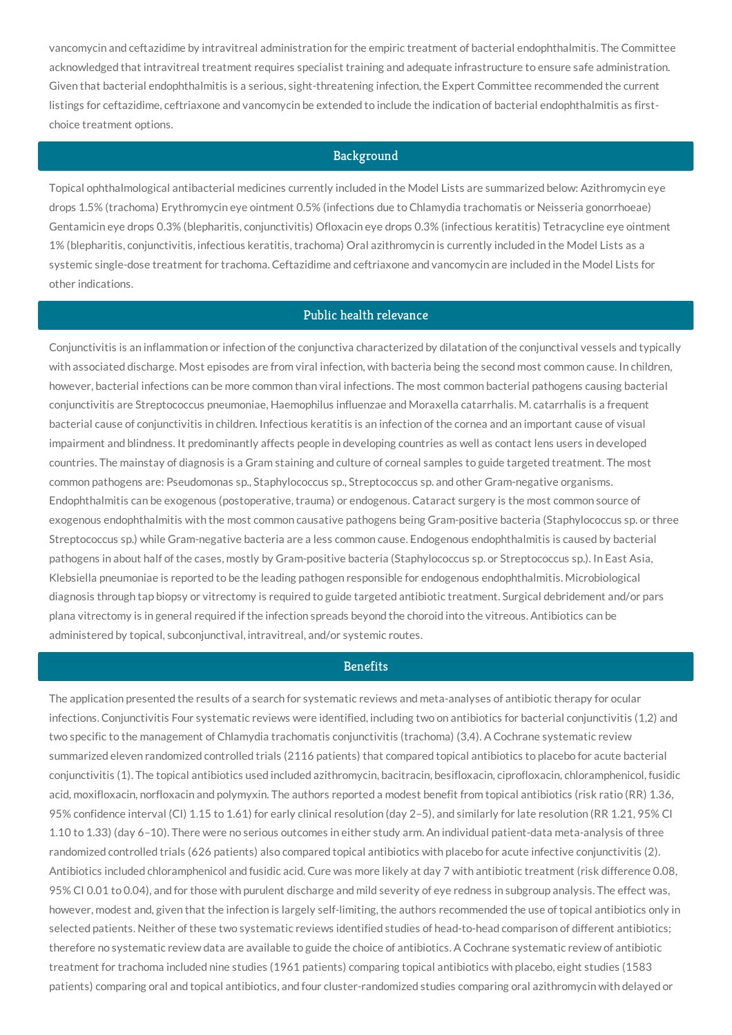vancomycin and ceftazidime by intravitreal administration for the empiric treatment of bacterial endophthalmitis. The Committee acknowledged that intravitreal treatment requires specialist training and adequate infrastructure to ensure safe administration. Given that bacterial endophthalmitis is a serious, sight-threatening infection, the Expert Committee recommended the current listings for ceftazidime, ceftriaxone and vancomycin be extended to include the indication of bacterial endophthalmitis as first-choice treatment options.

## Background

Topical ophthalmological antibacterial medicines currently included in the Model Lists are summarized below: Azithromycin eye drops 1.5% (trachoma) Erythromycin eye ointment 0.5% (infections due to Chlamydia trachomatis or Neisseria gonorrhoeae) Gentamicin eye drops 0.3% (blepharitis, conjunctivitis) Ofloxacin eye drops 0.3% (infectious keratitis) Tetracycline eye ointment 1% (blepharitis, conjunctivitis, infectious keratitis, trachoma) Oral azithromycin is currently included in the Model Lists as a systemic single-dose treatment for trachoma. Ceftazidime and ceftriaxone and vancomycin are included in the Model Lists for other indications.

## Public health relevance

Conjunctivitis is an inflammation or infection of the conjunctiva characterized by dilatation of the conjunctival vessels and typically with associated discharge. Most episodes are from viral infection, with bacteria being the second most common cause. In children, however, bacterial infections can be more common than viral infections. The most common bacterial pathogens causing bacterial conjunctivitis are Streptococcus pneumoniae, Haemophilus influenzae and Moraxella catarrhalis. M. catarrhalis is a frequent bacterial cause of conjunctivitis in children. Infectious keratitis is an infection of the cornea and an important cause of visual impairment and blindness. It predominantly affects people in developing countries as well as contact lens users in developed countries. The mainstay of diagnosis is a Gram staining and culture of corneal samples to guide targeted treatment. The most common pathogens are: Pseudomonas sp., Staphylococcus sp., Streptococcus sp. and other Gram-negative organisms. Endophthalmitis can be exogenous (postoperative, trauma) or endogenous. Cataract surgery is the most common source of exogenous endophthalmitis with the most common causative pathogens being Gram-positive bacteria (Staphylococcus sp. or three Streptococcus sp.) while Gram-negative bacteria are a less common cause. Endogenous endophthalmitis is caused by bacterial pathogens in about half of the cases, mostly by Gram-positive bacteria (Staphylococcus sp. or Streptococcus sp.). In East Asia, Klebsiella pneumoniae is reported to be the leading pathogen responsible for endogenous endophthalmitis. Microbiological diagnosis through tap biopsy or vitrectomy is required to guide targeted antibiotic treatment. Surgical debridement and/or pars plana vitrectomy is in general required if the infection spreads beyond the choroid into the vitreous. Antibiotics can be administered by topical, subconjunctival, intravitreal, and/or systemic routes.

## Benefits

The application presented the results of a search for systematic reviews and meta-analyses of antibiotic therapy for ocular infections. Conjunctivitis Four systematic reviews were identified, including two on antibiotics for bacterial conjunctivitis (1,2) and two specific to the management of Chlamydia trachomatis conjunctivitis (trachoma) (3,4). A Cochrane systematic review summarized eleven randomized controlled trials (2116 patients) that compared topical antibiotics to placebo for acute bacterial conjunctivitis (1). The topical antibiotics used included azithromycin, bacitracin, besifloxacin, ciprofloxacin, chloramphenicol, fusidic acid, moxifloxacin, norfloxacin and polymyxin. The authors reported a modest benefit from topical antibiotics (risk ratio (RR) 1.36, 95% confidence interval (CI) 1.15 to 1.61) for early clinical resolution (day 2–5), and similarly for late resolution (RR 1.21, 95% CI 1.10 to 1.33) (day 6–10). There were no serious outcomes in either study arm. An individual patient-data meta-analysis of three randomized controlled trials (626 patients) also compared topical antibiotics with placebo for acute infective conjunctivitis (2). Antibiotics included chloramphenicol and fusidic acid. Cure was more likely at day 7 with antibiotic treatment (risk difference 0.08, 95% CI 0.01 to 0.04), and for those with purulent discharge and mild severity of eye redness in subgroup analysis. The effect was, however, modest and, given that the infection is largely self-limiting, the authors recommended the use of topical antibiotics only in selected patients. Neither of these two systematic reviews identified studies of head-to-head comparison of different antibiotics; therefore no systematic review data are available to guide the choice of antibiotics. A Cochrane systematic review of antibiotic treatment for trachoma included nine studies (1961 patients) comparing topical antibiotics with placebo, eight studies (1583 patients) comparing oral and topical antibiotics, and four cluster-randomized studies comparing oral azithromycin with delayed or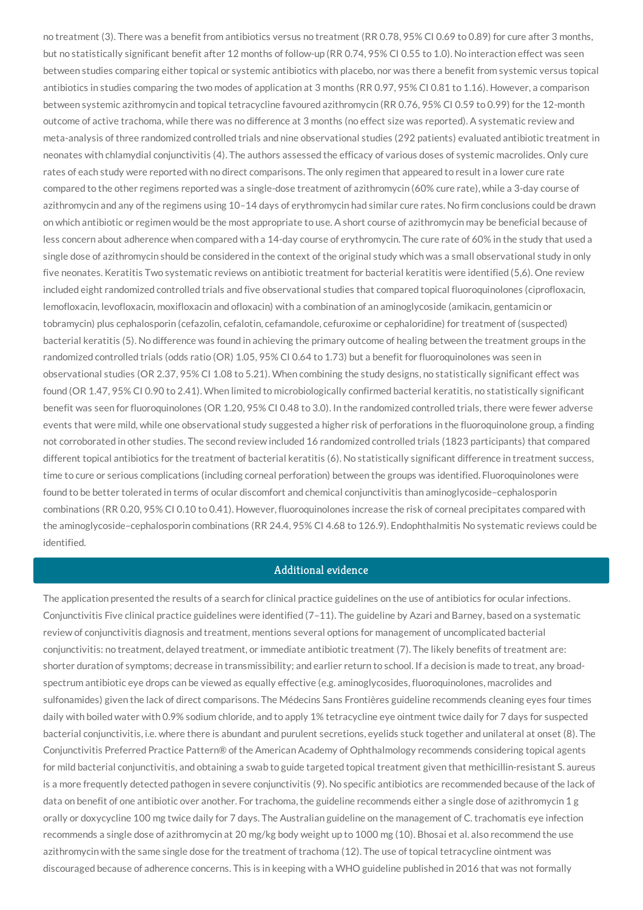no treatment (3). There was a benefit from antibiotics versus no treatment (RR 0.78, 95% CI 0.69 to 0.89) for cure after 3 months, but no statistically significant benefit after 12 months of follow-up (RR 0.74, 95% CI 0.55 to 1.0). No interaction effect was seen between studies comparing either topical or systemic antibiotics with placebo, nor was there a benefit from systemic versus topical antibiotics in studies comparing the two modes of application at 3 months (RR 0.97, 95% CI 0.81 to 1.16). However, a comparison between systemic azithromycin and topical tetracycline favoured azithromycin (RR 0.76, 95% CI 0.59 to 0.99) for the 12-month outcome of active trachoma, while there was no difference at 3 months (no effect size was reported). A systematic review and meta-analysis of three randomized controlled trials and nine observational studies (292 patients) evaluated antibiotic treatment in neonates with chlamydial conjunctivitis (4). The authors assessed the efficacy of various doses of systemic macrolides. Only cure rates of each study were reported with no direct comparisons. The only regimen that appeared to result in a lower cure rate compared to the other regimens reported was a single-dose treatment of azithromycin (60% cure rate), while a 3-day course of azithromycin and any of the regimens using 10–14 days of erythromycin had similar cure rates. No firm conclusions could be drawn on which antibiotic or regimen would be the most appropriate to use. A short course of azithromycin may be beneficial because of less concern about adherence when compared with a 14-day course of erythromycin. The cure rate of 60% in the study that used a single dose of azithromycin should be considered in the context of the original study which was a small observational study in only five neonates. Keratitis Two systematic reviews on antibiotic treatment for bacterial keratitis were identified (5,6). One review included eight randomized controlled trials and five observational studies that compared topical fluoroquinolones (ciprofloxacin, lemofloxacin, levofloxacin, moxifloxacin and ofloxacin) with a combination of an aminoglycoside (amikacin, gentamicin or tobramycin) plus cephalosporin (cefazolin, cefalotin, cefamandole, cefuroxime or cephaloridine) for treatment of (suspected) bacterial keratitis (5). No difference was found in achieving the primary outcome of healing between the treatment groups in the randomized controlled trials (odds ratio (OR) 1.05, 95% CI 0.64 to 1.73) but a benefit for fluoroquinolones was seen in observational studies (OR 2.37, 95% CI 1.08 to 5.21). When combining the study designs, no statistically significant effect was found (OR 1.47, 95% CI 0.90 to 2.41). When limited to microbiologically confirmed bacterial keratitis, no statistically significant benefit was seen for fluoroquinolones (OR 1.20, 95% CI 0.48 to 3.0). In the randomized controlled trials, there were fewer adverse events that were mild, while one observational study suggested a higher risk of perforations in the fluoroquinolone group, a finding not corroborated in other studies. The second review included 16 randomized controlled trials (1823 participants) that compared different topical antibiotics for the treatment of bacterial keratitis (6). No statistically significant difference in treatment success, time to cure or serious complications (including corneal perforation) between the groups was identified. Fluoroquinolones were found to be better tolerated in terms of ocular discomfort and chemical conjunctivitis than aminoglycoside–cephalosporin combinations (RR 0.20, 95% CI 0.10 to 0.41). However, fluoroquinolones increase the risk of corneal precipitates compared with the aminoglycoside–cephalosporin combinations (RR 24.4, 95% CI 4.68 to 126.9). Endophthalmitis No systematic reviews could be identified.

## Additional evidence

The application presented the results of a search for clinical practice guidelines on the use of antibiotics for ocular infections. Conjunctivitis Five clinical practice guidelines were identified (7–11). The guideline by Azari and Barney, based on a systematic review of conjunctivitis diagnosis and treatment, mentions several options for management of uncomplicated bacterial conjunctivitis: no treatment, delayed treatment, or immediate antibiotic treatment (7). The likely benefits of treatment are: shorter duration of symptoms; decrease in transmissibility; and earlier return to school. If a decision is made to treat, any broad-spectrum antibiotic eye drops can be viewed as equally effective (e.g. aminoglycosides, fluoroquinolones, macrolides and sulfonamides) given the lack of direct comparisons. The Médecins Sans Frontières guideline recommends cleaning eyes four times daily with boiled water with 0.9% sodium chloride, and to apply 1% tetracycline eye ointment twice daily for 7 days for suspected bacterial conjunctivitis, i.e. where there is abundant and purulent secretions, eyelids stuck together and unilateral at onset (8). The Conjunctivitis Preferred Practice Pattern® of the American Academy of Ophthalmology recommends considering topical agents for mild bacterial conjunctivitis, and obtaining a swab to guide targeted topical treatment given that methicillin-resistant S. aureus is a more frequently detected pathogen in severe conjunctivitis (9). No specific antibiotics are recommended because of the lack of data on benefit of one antibiotic over another. For trachoma, the guideline recommends either a single dose of azithromycin 1 g orally or doxycycline 100 mg twice daily for 7 days. The Australian guideline on the management of C. trachomatis eye infection recommends a single dose of azithromycin at 20 mg/kg body weight up to 1000 mg (10). Bhosai et al. also recommend the use azithromycin with the same single dose for the treatment of trachoma (12). The use of topical tetracycline ointment was discouraged because of adherence concerns. This is in keeping with a WHO guideline published in 2016 that was not formally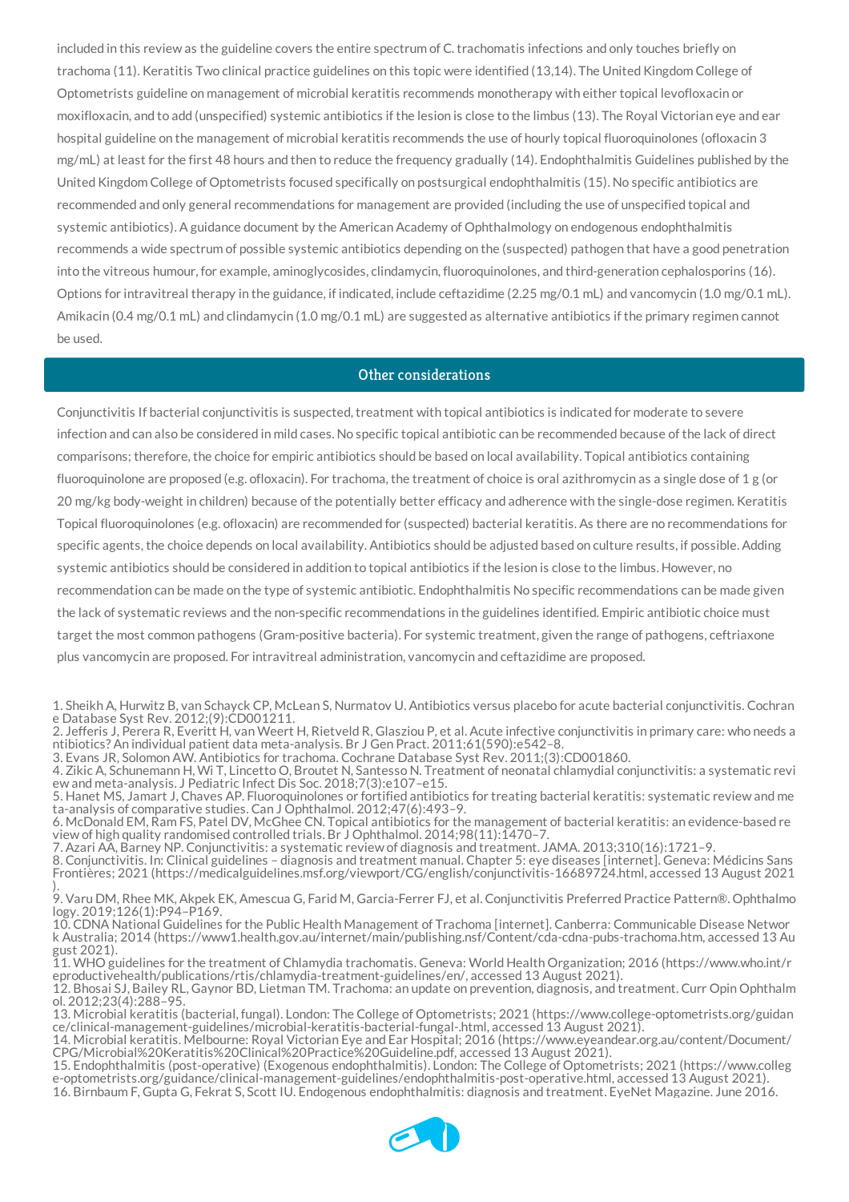included in this review as the guideline covers the entire spectrum of C. trachomatis infections and only touches briefly on trachoma (11). Keratitis Two clinical practice guidelines on this topic were identified (13,14). The United Kingdom College of Optometrists guideline on management of microbial keratitis recommends monotherapy with either topical levofloxacin or moxifloxacin, and to add (unspecified) systemic antibiotics if the lesion is close to the limbus (13). The Royal Victorian eye and ear hospital guideline on the management of microbial keratitis recommends the use of hourly topical fluoroquinolones (ofloxacin 3 mg/mL) at least for the first 48 hours and then to reduce the frequency gradually (14). Endophthalmitis Guidelines published by the United Kingdom College of Optometrists focused specifically on postsurgical endophthalmitis (15). No specific antibiotics are recommended and only general recommendations for management are provided (including the use of unspecified topical and systemic antibiotics). A guidance document by the American Academy of Ophthalmology on endogenous endophthalmitis recommends a wide spectrum of possible systemic antibiotics depending on the (suspected) pathogen that have a good penetration into the vitreous humour, for example, aminoglycosides, clindamycin, fluoroquinolones, and third-generation cephalosporins (16). Options for intravitreal therapy in the guidance, if indicated, include ceftazidime (2.25 mg/0.1 mL) and vancomycin (1.0 mg/0.1 mL). Amikacin (0.4 mg/0.1 mL) and clindamycin (1.0 mg/0.1 mL) are suggested as alternative antibiotics if the primary regimen cannot be used.

## Other considerations

Conjunctivitis If bacterial conjunctivitis is suspected, treatment with topical antibiotics is indicated for moderate to severe infection and can also be considered in mild cases. No specific topical antibiotic can be recommended because of the lack of direct comparisons; therefore, the choice for empiric antibiotics should be based on local availability. Topical antibiotics containing fluoroquinolone are proposed (e.g. ofloxacin). For trachoma, the treatment of choice is oral azithromycin as a single dose of 1 g (or 20 mg/kg body-weight in children) because of the potentially better efficacy and adherence with the single-dose regimen. Keratitis Topical fluoroquinolones (e.g. ofloxacin) are recommended for (suspected) bacterial keratitis. As there are no recommendations for specific agents, the choice depends on local availability. Antibiotics should be adjusted based on culture results, if possible. Adding systemic antibiotics should be considered in addition to topical antibiotics if the lesion is close to the limbus. However, no recommendation can be made on the type of systemic antibiotic. Endophthalmitis No specific recommendations can be made given the lack of systematic reviews and the non-specific recommendations in the guidelines identified. Empiric antibiotic choice must target the most common pathogens (Gram-positive bacteria). For systemic treatment, given the range of pathogens, ceftriaxone plus vancomycin are proposed. For intravitreal administration, vancomycin and ceftazidime are proposed.

1. Sheikh A, Hurwitz B, van Schayck CP, McLean S, Nurmatov U. Antibiotics versus placebo for acute bacterial conjunctivitis. Cochrane Database Syst Rev. 2012;(9):CD001211.
2. Jefferis J, Perera R, Everitt H, van Weert H, Rietveld R, Glasziou P, et al. Acute infective conjunctivitis in primary care: who needs antibiotics? An individual patient data meta-analysis. Br J Gen Pract. 2011;61(590):e542–8.
3. Evans JR, Solomon AW. Antibiotics for trachoma. Cochrane Database Syst Rev. 2011;(3):CD001860.
4. Zikic A, Schunemann H, Wi T, Lincetto O, Broutet N, Santesso N. Treatment of neonatal chlamydial conjunctivitis: a systematic review and meta-analysis. J Pediatric Infect Dis Soc. 2018;7(3):e107–e15.
5. Hanet MS, Jamart J, Chaves AP. Fluoroquinolones or fortified antibiotics for treating bacterial keratitis: systematic review and meta-analysis of comparative studies. Can J Ophthalmol. 2012;47(6):493–9.
6. McDonald EM, Ram FS, Patel DV, McGhee CN. Topical antibiotics for the management of bacterial keratitis: an evidence-based review of high quality randomised controlled trials. Br J Ophthalmol. 2014;98(11):1470–7.
7. Azari AA, Barney NP. Conjunctivitis: a systematic review of diagnosis and treatment. JAMA. 2013;310(16):1721–9.
8. Conjunctivitis. In: Clinical guidelines – diagnosis and treatment manual. Chapter 5: eye diseases [internet]. Geneva: Médicins Sans Frontières; 2021 (https://medicalguidelines.msf.org/viewport/CG/english/conjunctivitis-16689724.html, accessed 13 August 2021).
9. Varu DM, Rhee MK, Akpek EK, Amescua G, Farid M, Garcia-Ferrer FJ, et al. Conjunctivitis Preferred Practice Pattern®. Ophthalmology. 2019;126(1):P94–P169.
10. CDNA National Guidelines for the Public Health Management of Trachoma [internet]. Canberra: Communicable Disease Network Australia; 2014 (https://www1.health.gov.au/internet/main/publishing.nsf/Content/cda-cdna-pubs-trachoma.htm, accessed 13 August 2021).
11. WHO guidelines for the treatment of Chlamydia trachomatis. Geneva: World Health Organization; 2016 (https://www.who.int/reproductivehealth/publications/rtis/chlamydia-treatment-guidelines/en/, accessed 13 August 2021).
12. Bhosai SJ, Bailey RL, Gaynor BD, Lietman TM. Trachoma: an update on prevention, diagnosis, and treatment. Curr Opin Ophthalmol. 2012;23(4):288–95.
13. Microbial keratitis (bacterial, fungal). London: The College of Optometrists; 2021 (https://www.college-optometrists.org/guidance/clinical-management-guidelines/microbial-keratitis-bacterial-fungal-.html, accessed 13 August 2021).
14. Microbial keratitis. Melbourne: Royal Victorian Eye and Ear Hospital; 2016 (https://www.eyeandear.org.au/content/Document/CPG/Microbial%20Keratitis%20Clinical%20Practice%20Guideline.pdf, accessed 13 August 2021).
15. Endophthalmitis (post-operative) (Exogenous endophthalmitis). London: The College of Optometrists; 2021 (https://www.college-optometrists.org/guidance/clinical-management-guidelines/endophthalmitis-post-operative.html, accessed 13 August 2021).
16. Birnbaum F, Gupta G, Fekrat S, Scott IU. Endogenous endophthalmitis: diagnosis and treatment. EyeNet Magazine. June 2016.